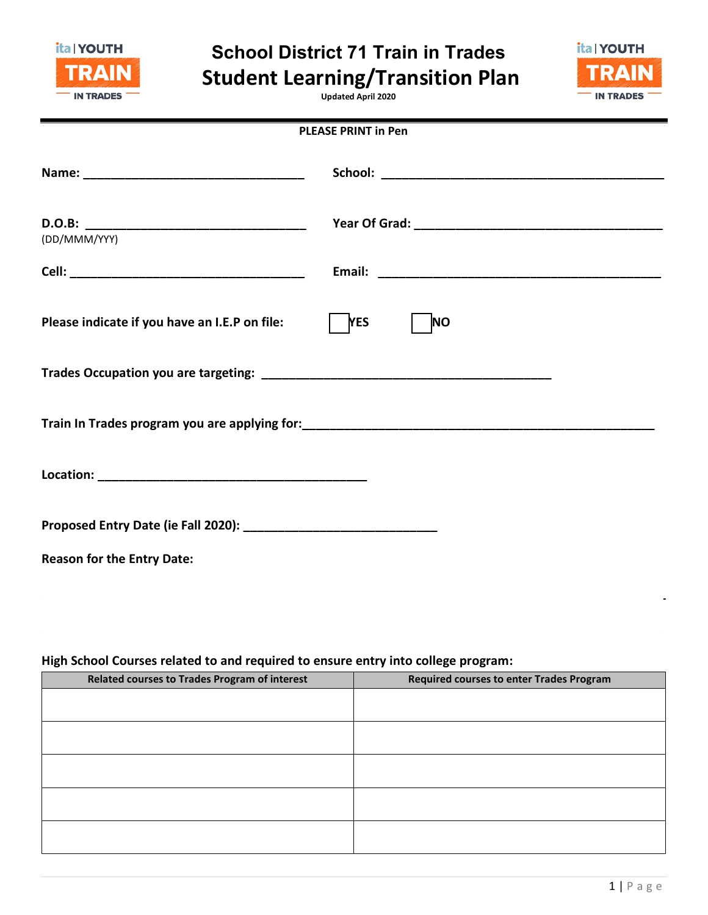# School District 71 Train in Trades
## Student Learning/Transition Plan

Updated April 2020

**PLEASE PRINT in Pen**

**Name:** ________________________________ **School:** ________________________________

**D.O.B:** ________________________________ **Year Of Grad:** ________________________________
(DD/MMM/YYY)

**Cell:** ________________________________ **Email:** ________________________________

**Please indicate if you have an I.E.P on file:** ☐ **YES** ☐ **NO**

**Trades Occupation you are targeting:** ________________________________

**Train In Trades program you are applying for:** ________________________________

**Location:** ________________________________

**Proposed Entry Date (ie Fall 2020):** ________________________________

**Reason for the Entry Date:**

**High School Courses related to and required to ensure entry into college program:**

| Related courses to Trades Program of interest | Required courses to enter Trades Program |
|---|---|
| | |
| | |
| | |
| | |
| | |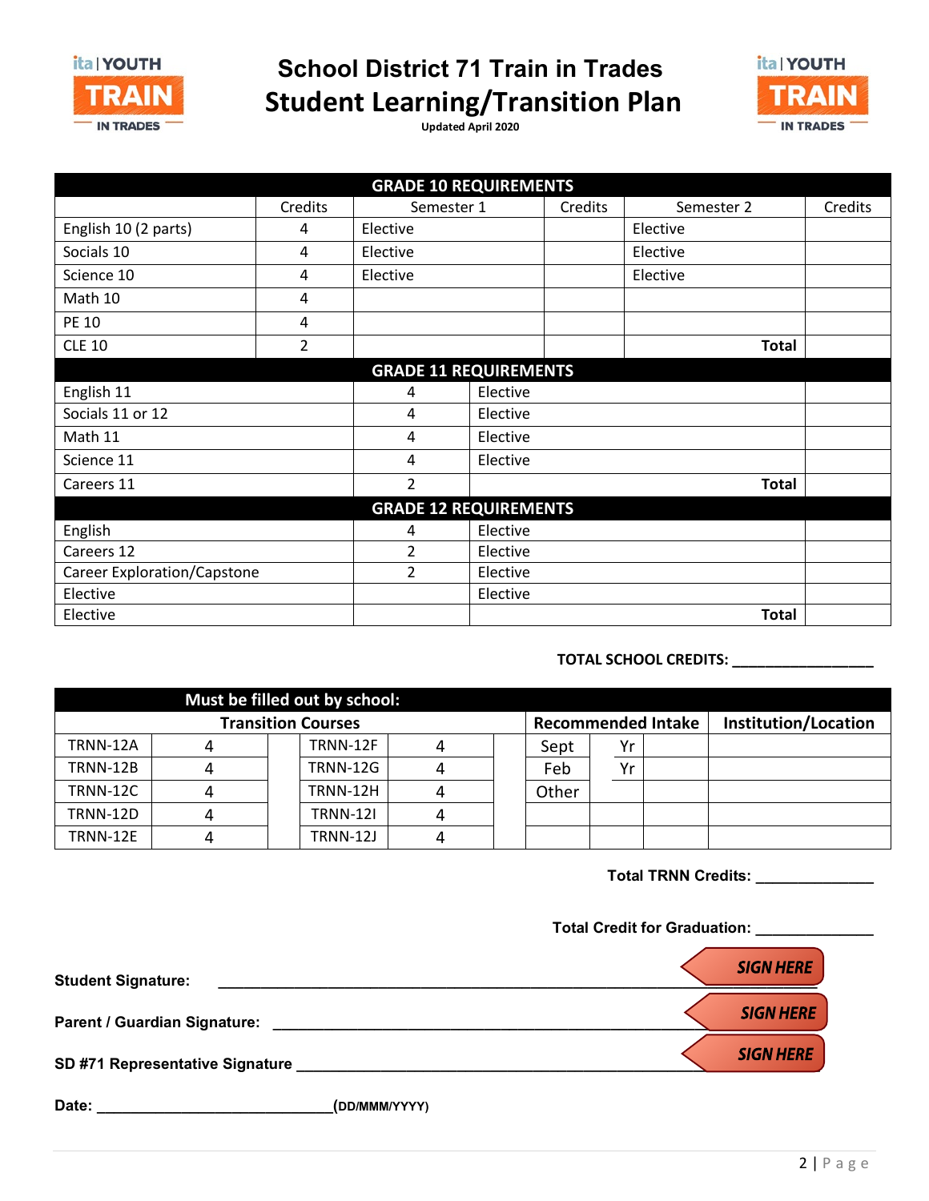# School District 71 Train in Trades
# Student Learning/Transition Plan

**Updated April 2020**

| GRADE 10 REQUIREMENTS | | | | | |
|---|---|---|---|---|---|
| | Credits | Semester 1 | Credits | Semester 2 | Credits |
| English 10 (2 parts) | 4 | Elective | | Elective | |
| Socials 10 | 4 | Elective | | Elective | |
| Science 10 | 4 | Elective | | Elective | |
| Math 10 | 4 | | | | |
| PE 10 | 4 | | | | |
| CLE 10 | 2 | | | **Total** | |

| GRADE 11 REQUIREMENTS | | | |
|---|---|---|---|
| English 11 | 4 | Elective | |
| Socials 11 or 12 | 4 | Elective | |
| Math 11 | 4 | Elective | |
| Science 11 | 4 | Elective | |
| Careers 11 | 2 | **Total** | |

| GRADE 12 REQUIREMENTS | | | |
|---|---|---|---|
| English | 4 | Elective | |
| Careers 12 | 2 | Elective | |
| Career Exploration/Capstone | 2 | Elective | |
| Elective | | Elective | |
| Elective | | **Total** | |

**TOTAL SCHOOL CREDITS: ________________**

| Must be filled out by school: | | | | | | | | | |
|---|---|---|---|---|---|---|---|---|---|
| Transition Courses | | | | | | Recommended Intake | | | Institution/Location |
| TRNN-12A | 4 | | TRNN-12F | 4 | | Sept | Yr | | |
| TRNN-12B | 4 | | TRNN-12G | 4 | | Feb | Yr | | |
| TRNN-12C | 4 | | TRNN-12H | 4 | | Other | | | |
| TRNN-12D | 4 | | TRNN-12I | 4 | | | | | |
| TRNN-12E | 4 | | TRNN-12J | 4 | | | | | |

**Total TRNN Credits: ______________**

**Total Credit for Graduation: ______________**

**Student Signature:** ________________________________________________ SIGN HERE

**Parent / Guardian Signature:** ________________________________________ SIGN HERE

**SD #71 Representative Signature** ____________________________________ SIGN HERE

**Date:** ____________________________(DD/MMM/YYYY)